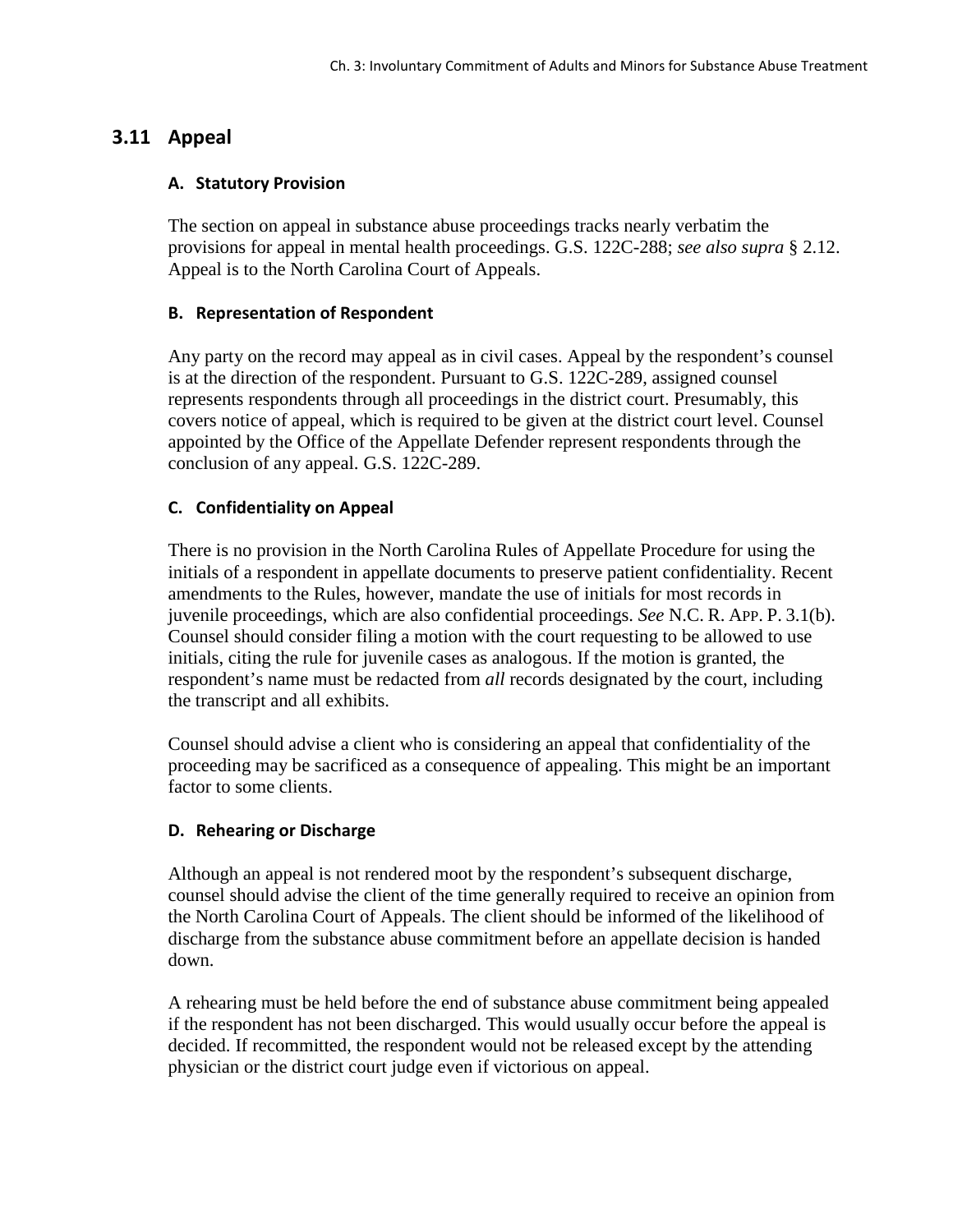## 3.11 Appeal

### A. Statutory Provision

The section on appeal in substance abuse proceedings tracks nearly verbatim the provisions for appeal in mental health proceedings. G.S. 122C-288; *see also supra* § 2.12. Appeal is to the North Carolina Court of Appeals.

### B. Representation of Respondent

Any party on the record may appeal as in civil cases. Appeal by the respondent's counsel is at the direction of the respondent. Pursuant to G.S. 122C-289, assigned counsel represents respondents through all proceedings in the district court. Presumably, this covers notice of appeal, which is required to be given at the district court level. Counsel appointed by the Office of the Appellate Defender represent respondents through the conclusion of any appeal. G.S. 122C-289.

### C. Confidentiality on Appeal

There is no provision in the North Carolina Rules of Appellate Procedure for using the initials of a respondent in appellate documents to preserve patient confidentiality. Recent amendments to the Rules, however, mandate the use of initials for most records in juvenile proceedings, which are also confidential proceedings. *See* N.C. R. APP. P. 3.1(b). Counsel should consider filing a motion with the court requesting to be allowed to use initials, citing the rule for juvenile cases as analogous. If the motion is granted, the respondent's name must be redacted from *all* records designated by the court, including the transcript and all exhibits.

Counsel should advise a client who is considering an appeal that confidentiality of the proceeding may be sacrificed as a consequence of appealing. This might be an important factor to some clients.

### D. Rehearing or Discharge

Although an appeal is not rendered moot by the respondent's subsequent discharge, counsel should advise the client of the time generally required to receive an opinion from the North Carolina Court of Appeals. The client should be informed of the likelihood of discharge from the substance abuse commitment before an appellate decision is handed down.

A rehearing must be held before the end of substance abuse commitment being appealed if the respondent has not been discharged. This would usually occur before the appeal is decided. If recommitted, the respondent would not be released except by the attending physician or the district court judge even if victorious on appeal.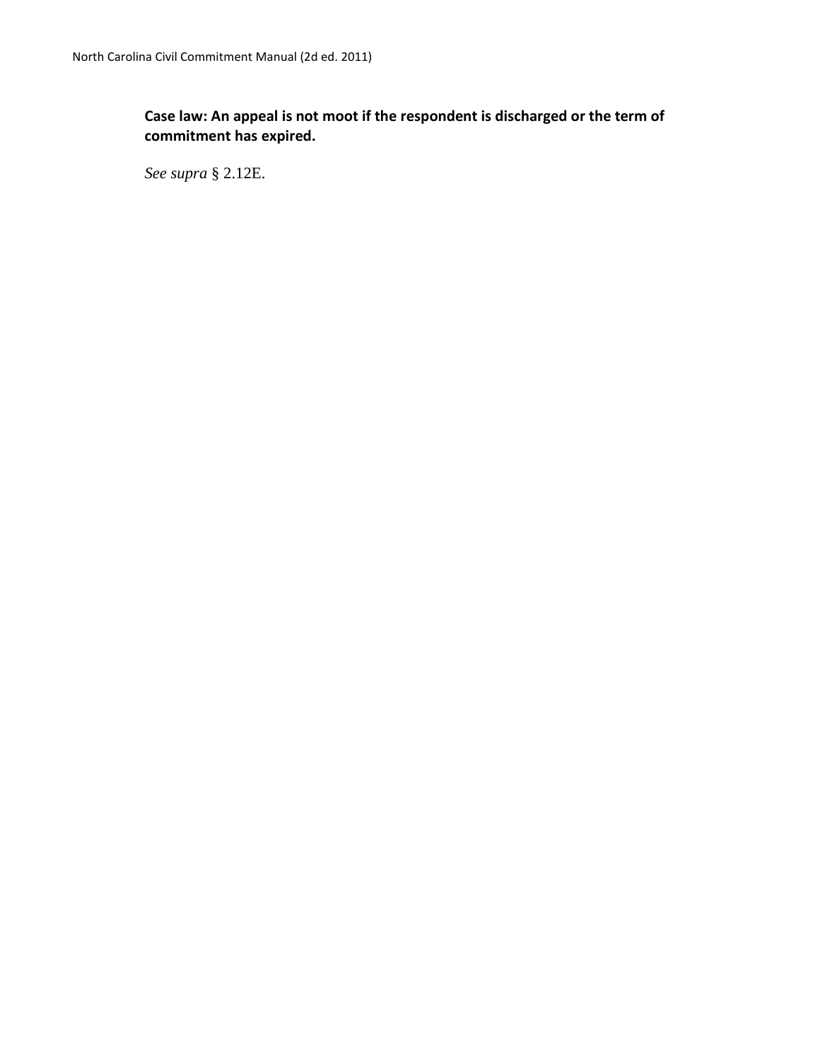**Case law: An appeal is not moot if the respondent is discharged or the term of commitment has expired.**

*See supra* § 2.12E.